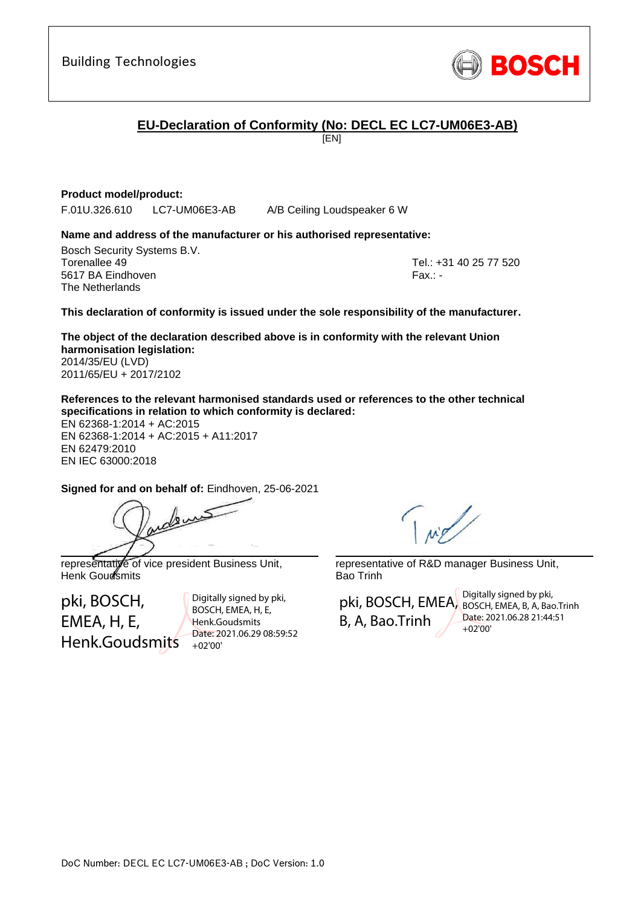Building Technologies

BOSCH

## EU-Declaration of Conformity (No: DECL EC LC7-UM06E3-AB)

[EN]

**Product model/product:**

F.01U.326.610 LC7-UM06E3-AB A/B Ceiling Loudspeaker 6 W

**Name and address of the manufacturer or his authorised representative:**

Bosch Security Systems B.V.
Torenallee 49
5617 BA Eindhoven
The Netherlands

Tel.: +31 40 25 77 520
Fax.: -

**This declaration of conformity is issued under the sole responsibility of the manufacturer.**

**The object of the declaration described above is in conformity with the relevant Union harmonisation legislation:**

2014/35/EU (LVD)
2011/65/EU + 2017/2102

**References to the relevant harmonised standards used or references to the other technical specifications in relation to which conformity is declared:**

EN 62368-1:2014 + AC:2015
EN 62368-1:2014 + AC:2015 + A11:2017
EN 62479:2010
EN IEC 63000:2018

**Signed for and on behalf of:** Eindhoven, 25-06-2021

representative of vice president Business Unit,
Henk Goudsmits

pki, BOSCH, EMEA, H, E, Henk.Goudsmits

Digitally signed by pki, BOSCH, EMEA, H, E, Henk.Goudsmits
Date: 2021.06.29 08:59:52 +02'00'

representative of R&D manager Business Unit,
Bao Trinh

pki, BOSCH, EMEA, B, A, Bao.Trinh

Digitally signed by pki, BOSCH, EMEA, B, A, Bao.Trinh
Date: 2021.06.28 21:44:51 +02'00'

DoC Number: DECL EC LC7-UM06E3-AB ; DoC Version: 1.0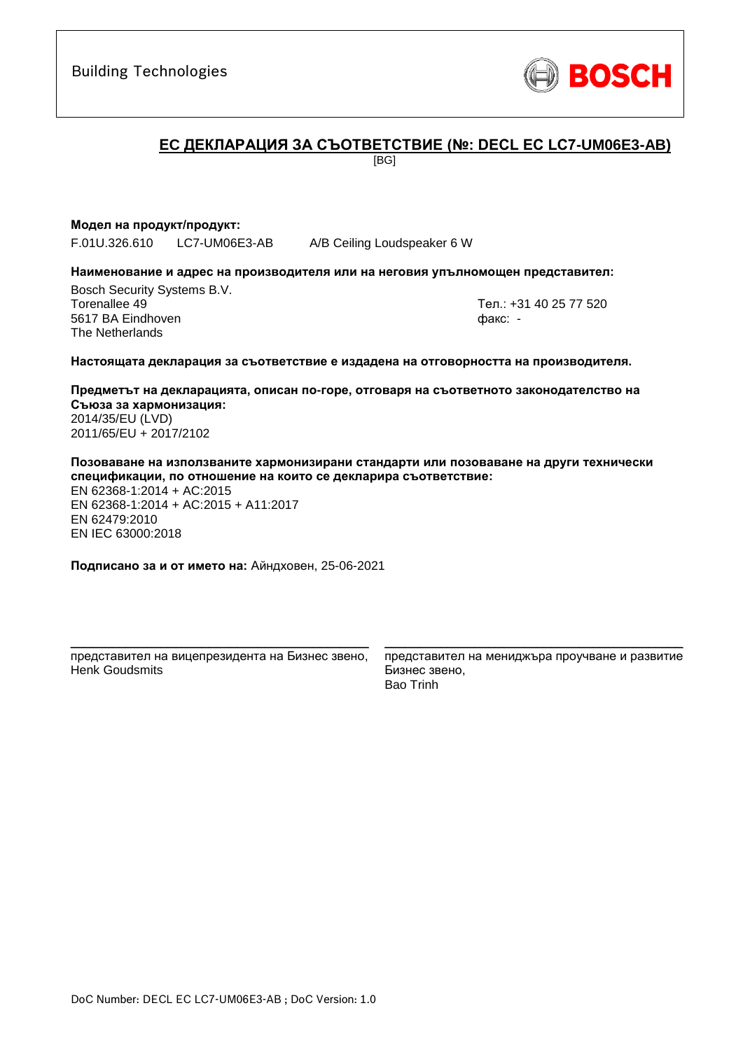Building Technologies

BOSCH

## ЕС ДЕКЛАРАЦИЯ ЗА СЪОТВЕТСТВИЕ (№: DECL EC LC7-UM06E3-AB)

[BG]

**Модел на продукт/продукт:**

F.01U.326.610 LC7-UM06E3-AB A/B Ceiling Loudspeaker 6 W

**Наименование и адрес на производителя или на неговия упълномощен представител:**

Bosch Security Systems B.V.
Torenallee 49
5617 BA Eindhoven
The Netherlands

Тел.: +31 40 25 77 520
факс: -

**Настоящата декларация за съответствие е издадена на отговорността на производителя.**

**Предметът на декларацията, описан по-горе, отговаря на съответното законодателство на Съюза за хармонизация:**

2014/35/EU (LVD)
2011/65/EU + 2017/2102

**Позоваване на използваните хармонизирани стандарти или позоваване на други технически спецификации, по отношение на които се декларира съответствие:**

EN 62368-1:2014 + AC:2015
EN 62368-1:2014 + AC:2015 + A11:2017
EN 62479:2010
EN IEC 63000:2018

**Подписано за и от името на:** Айндховен, 25-06-2021

представител на вицепрезидента на Бизнес звено,
Henk Goudsmits

представител на мениджъра проучване и развитие Бизнес звено,
Bao Trinh

DoC Number: DECL EC LC7-UM06E3-AB ; DoC Version: 1.0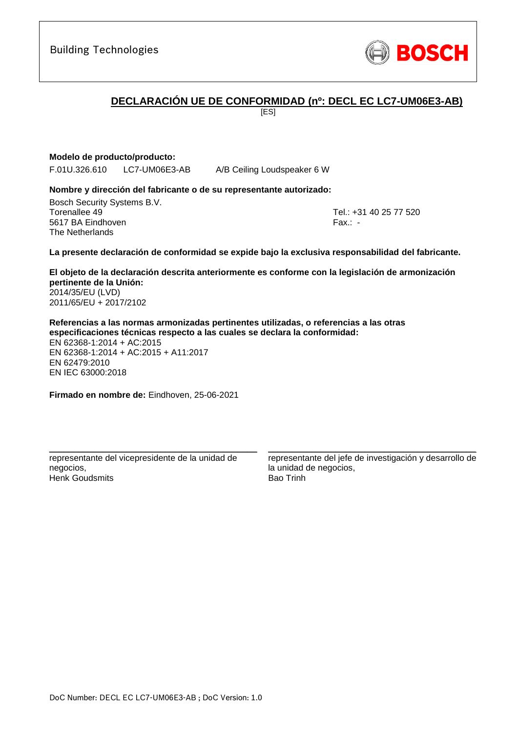Building Technologies

BOSCH

## DECLARACIÓN UE DE CONFORMIDAD (nº: DECL EC LC7-UM06E3-AB)

[ES]

**Modelo de producto/producto:**

F.01U.326.610 LC7-UM06E3-AB A/B Ceiling Loudspeaker 6 W

**Nombre y dirección del fabricante o de su representante autorizado:**

Bosch Security Systems B.V.
Torenallee 49
5617 BA Eindhoven
The Netherlands

Tel.: +31 40 25 77 520
Fax.: -

**La presente declaración de conformidad se expide bajo la exclusiva responsabilidad del fabricante.**

**El objeto de la declaración descrita anteriormente es conforme con la legislación de armonización pertinente de la Unión:**
2014/35/EU (LVD)
2011/65/EU + 2017/2102

**Referencias a las normas armonizadas pertinentes utilizadas, o referencias a las otras especificaciones técnicas respecto a las cuales se declara la conformidad:**
EN 62368-1:2014 + AC:2015
EN 62368-1:2014 + AC:2015 + A11:2017
EN 62479:2010
EN IEC 63000:2018

**Firmado en nombre de:** Eindhoven, 25-06-2021

representante del vicepresidente de la unidad de negocios,
Henk Goudsmits

representante del jefe de investigación y desarrollo de la unidad de negocios,
Bao Trinh

DoC Number: DECL EC LC7-UM06E3-AB ; DoC Version: 1.0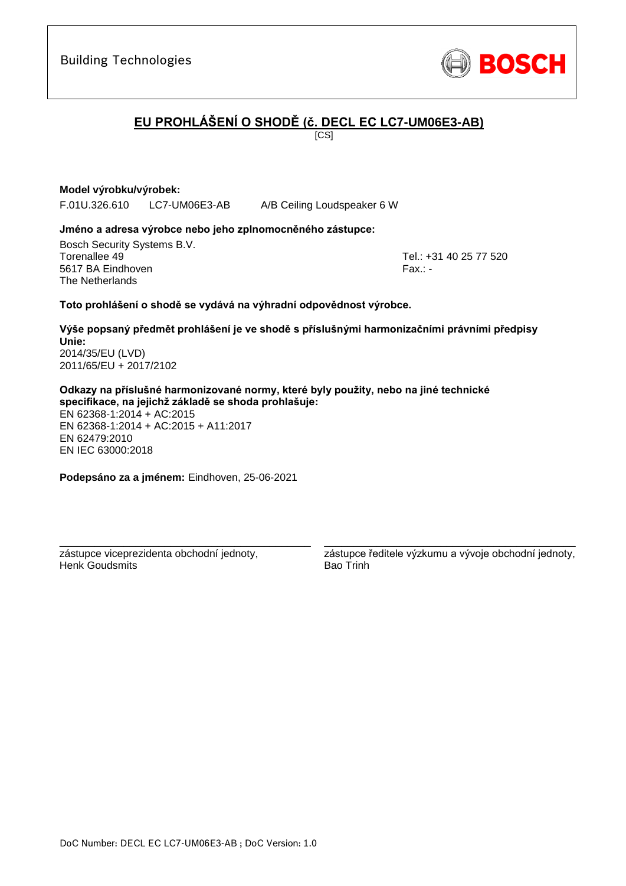Building Technologies

BOSCH

# EU PROHLÁŠENÍ O SHODĚ (č. DECL EC LC7-UM06E3-AB)

[CS]

**Model výrobku/výrobek:**

F.01U.326.610 LC7-UM06E3-AB A/B Ceiling Loudspeaker 6 W

**Jméno a adresa výrobce nebo jeho zplnomocněného zástupce:**

Bosch Security Systems B.V.
Torenallee 49
5617 BA Eindhoven
The Netherlands

Tel.: +31 40 25 77 520
Fax.: -

**Toto prohlášení o shodě se vydává na výhradní odpovědnost výrobce.**

**Výše popsaný předmět prohlášení je ve shodě s příslušnými harmonizačními právními předpisy Unie:**
2014/35/EU (LVD)
2011/65/EU + 2017/2102

**Odkazy na příslušné harmonizované normy, které byly použity, nebo na jiné technické specifikace, na jejichž základě se shoda prohlašuje:**
EN 62368-1:2014 + AC:2015
EN 62368-1:2014 + AC:2015 + A11:2017
EN 62479:2010
EN IEC 63000:2018

**Podepsáno za a jménem:** Eindhoven, 25-06-2021

zástupce viceprezidenta obchodní jednoty,
Henk Goudsmits

zástupce ředitele výzkumu a vývoje obchodní jednoty,
Bao Trinh

DoC Number: DECL EC LC7-UM06E3-AB ; DoC Version: 1.0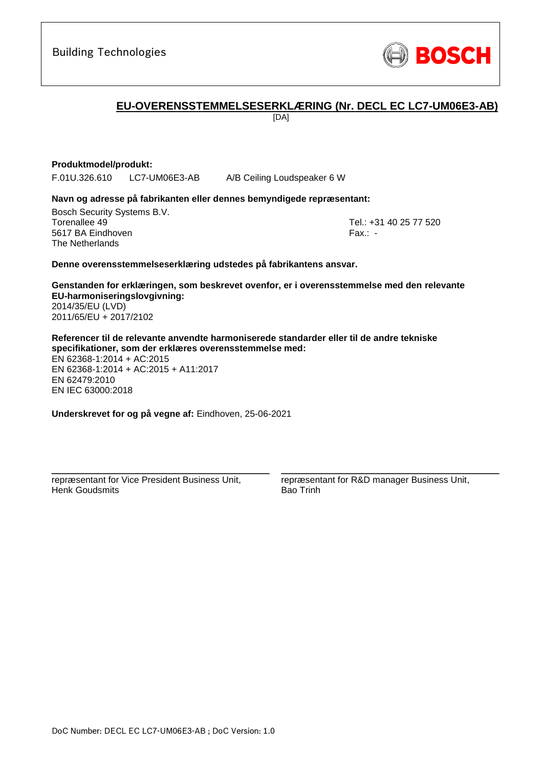Building Technologies

BOSCH

## EU-OVERENSSTEMMELSESERKLÆRING (Nr. DECL EC LC7-UM06E3-AB)

[DA]

**Produktmodel/produkt:**

F.01U.326.610 LC7-UM06E3-AB A/B Ceiling Loudspeaker 6 W

**Navn og adresse på fabrikanten eller dennes bemyndigede repræsentant:**

Bosch Security Systems B.V.
Torenallee 49
5617 BA Eindhoven
The Netherlands

Tel.: +31 40 25 77 520
Fax.: -

**Denne overensstemmelseserklæring udstedes på fabrikantens ansvar.**

**Genstanden for erklæringen, som beskrevet ovenfor, er i overensstemmelse med den relevante EU-harmoniseringslovgivning:**
2014/35/EU (LVD)
2011/65/EU + 2017/2102

**Referencer til de relevante anvendte harmoniserede standarder eller til de andre tekniske specifikationer, som der erklæres overensstemmelse med:**
EN 62368-1:2014 + AC:2015
EN 62368-1:2014 + AC:2015 + A11:2017
EN 62479:2010
EN IEC 63000:2018

**Underskrevet for og på vegne af:** Eindhoven, 25-06-2021

repræsentant for Vice President Business Unit,
Henk Goudsmits

repræsentant for R&D manager Business Unit,
Bao Trinh

DoC Number: DECL EC LC7-UM06E3-AB ; DoC Version: 1.0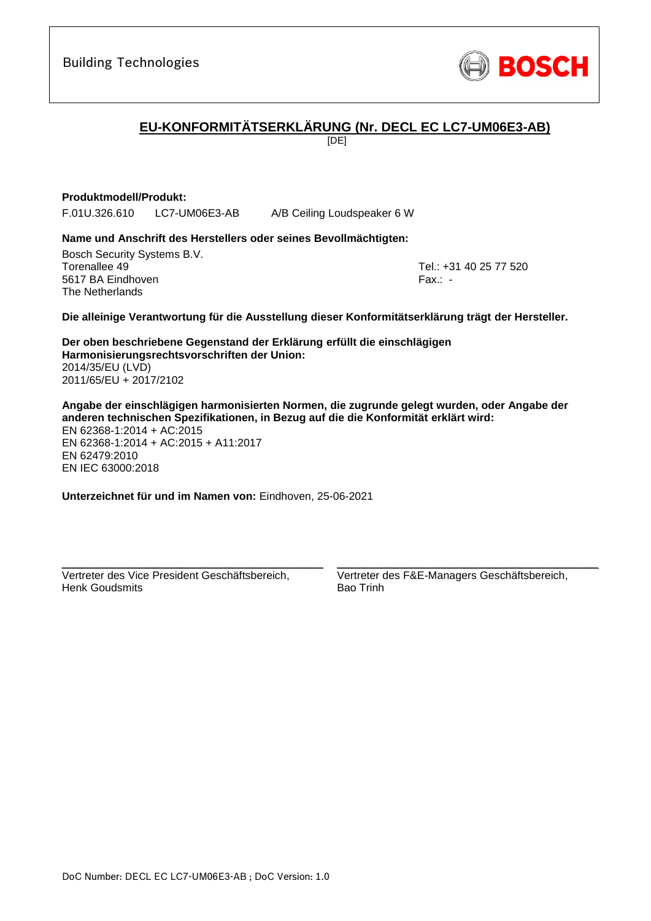Building Technologies

BOSCH

## EU-KONFORMITÄTSERKLÄRUNG (Nr. DECL EC LC7-UM06E3-AB)

[DE]

**Produktmodell/Produkt:**

F.01U.326.610 LC7-UM06E3-AB A/B Ceiling Loudspeaker 6 W

**Name und Anschrift des Herstellers oder seines Bevollmächtigten:**

Bosch Security Systems B.V.
Torenallee 49
5617 BA Eindhoven
The Netherlands

Tel.: +31 40 25 77 520
Fax.: -

**Die alleinige Verantwortung für die Ausstellung dieser Konformitätserklärung trägt der Hersteller.**

**Der oben beschriebene Gegenstand der Erklärung erfüllt die einschlägigen Harmonisierungsrechtsvorschriften der Union:**
2014/35/EU (LVD)
2011/65/EU + 2017/2102

**Angabe der einschlägigen harmonisierten Normen, die zugrunde gelegt wurden, oder Angabe der anderen technischen Spezifikationen, in Bezug auf die die Konformität erklärt wird:**
EN 62368-1:2014 + AC:2015
EN 62368-1:2014 + AC:2015 + A11:2017
EN 62479:2010
EN IEC 63000:2018

**Unterzeichnet für und im Namen von:** Eindhoven, 25-06-2021

Vertreter des Vice President Geschäftsbereich,
Henk Goudsmits

Vertreter des F&E-Managers Geschäftsbereich,
Bao Trinh

DoC Number: DECL EC LC7-UM06E3-AB ; DoC Version: 1.0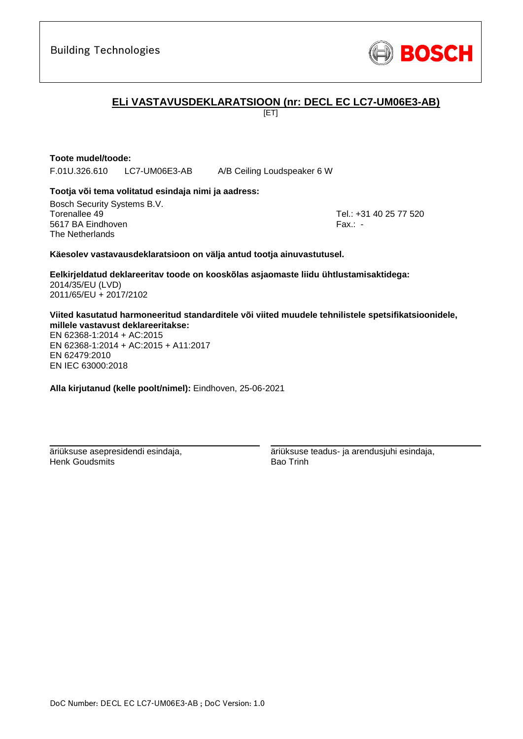Building Technologies

**BOSCH**

# ELi VASTAVUSDEKLARATSIOON (nr: DECL EC LC7-UM06E3-AB)

[ET]

**Toote mudel/toode:**

F.01U.326.610 LC7-UM06E3-AB A/B Ceiling Loudspeaker 6 W

**Tootja või tema volitatud esindaja nimi ja aadress:**

Bosch Security Systems B.V.
Torenallee 49
5617 BA Eindhoven
The Netherlands

Tel.: +31 40 25 77 520
Fax.: -

**Käesolev vastavausdeklaratsioon on välja antud tootja ainuvastutusel.**

**Eelkirjeldatud deklareeritav toode on kooskõlas asjaomaste liidu ühtlustamisaktidega:**
2014/35/EU (LVD)
2011/65/EU + 2017/2102

**Viited kasutatud harmoneeritud standarditele või viited muudele tehnilistele spetsifikatsioonidele, millele vastavust deklareeritakse:**
EN 62368-1:2014 + AC:2015
EN 62368-1:2014 + AC:2015 + A11:2017
EN 62479:2010
EN IEC 63000:2018

**Alla kirjutanud (kelle poolt/nimel):** Eindhoven, 25-06-2021

äriüksuse asepresidendi esindaja,
Henk Goudsmits

äriüksuse teadus- ja arendusjuhi esindaja,
Bao Trinh

DoC Number: DECL EC LC7-UM06E3-AB ; DoC Version: 1.0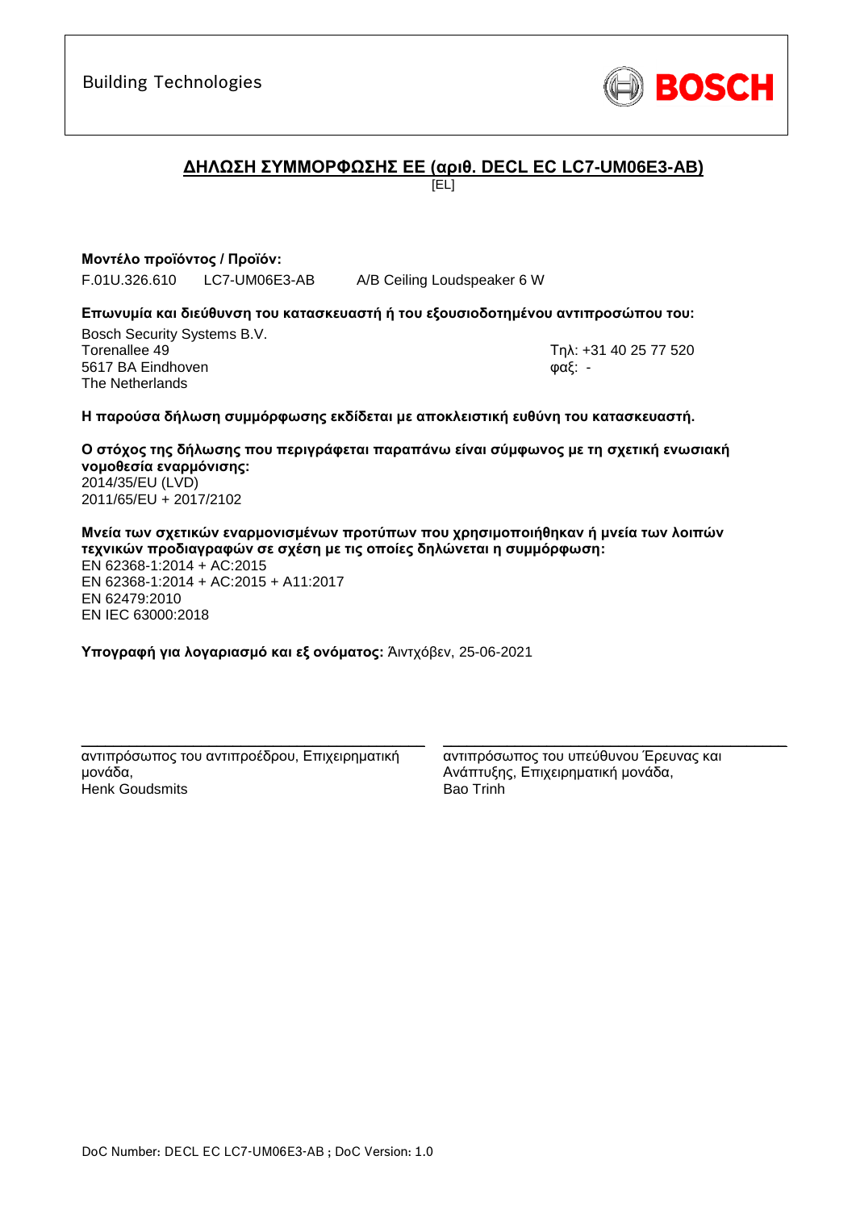Building Technologies

BOSCH

## ΔΗΛΩΣΗ ΣΥΜΜΟΡΦΩΣΗΣ ΕΕ (αριθ. DECL EC LC7-UM06E3-AB)

[EL]

**Μοντέλο προϊόντος / Προϊόν:**

F.01U.326.610 LC7-UM06E3-AB A/B Ceiling Loudspeaker 6 W

**Επωνυμία και διεύθυνση του κατασκευαστή ή του εξουσιοδοτημένου αντιπροσώπου του:**

Bosch Security Systems B.V.
Torenallee 49
5617 BA Eindhoven
The Netherlands

Τηλ: +31 40 25 77 520
φαξ: -

**Η παρούσα δήλωση συμμόρφωσης εκδίδεται με αποκλειστική ευθύνη του κατασκευαστή.**

**Ο στόχος της δήλωσης που περιγράφεται παραπάνω είναι σύμφωνος με τη σχετική ενωσιακή νομοθεσία εναρμόνισης:**
2014/35/EU (LVD)
2011/65/EU + 2017/2102

**Μνεία των σχετικών εναρμονισμένων προτύπων που χρησιμοποιήθηκαν ή μνεία των λοιπών τεχνικών προδιαγραφών σε σχέση με τις οποίες δηλώνεται η συμμόρφωση:**
EN 62368-1:2014 + AC:2015
EN 62368-1:2014 + AC:2015 + A11:2017
EN 62479:2010
EN IEC 63000:2018

**Υπογραφή για λογαριασμό και εξ ονόματος:** Άιντχόβεν, 25-06-2021

αντιπρόσωπος του αντιπροέδρου, Επιχειρηματική μονάδα,
Henk Goudsmits

αντιπρόσωπος του υπεύθυνου Έρευνας και Ανάπτυξης, Επιχειρηματική μονάδα,
Bao Trinh

DoC Number: DECL EC LC7-UM06E3-AB ; DoC Version: 1.0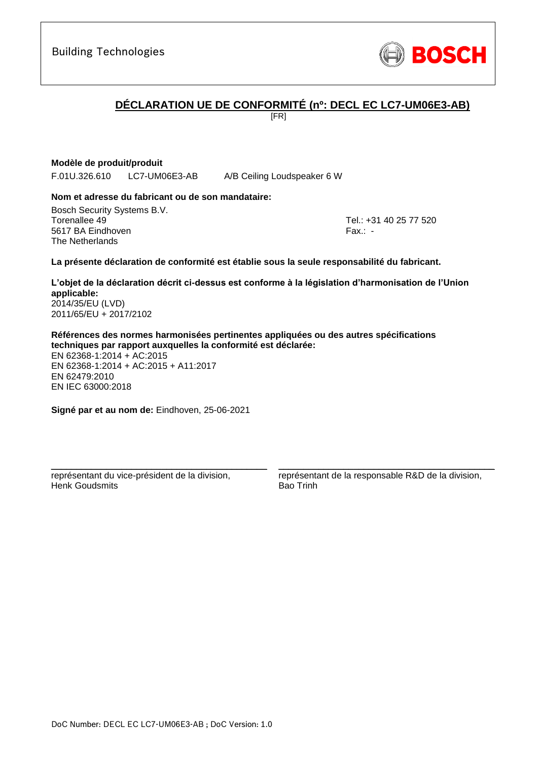Building Technologies

BOSCH

# DÉCLARATION UE DE CONFORMITÉ (nº: DECL EC LC7-UM06E3-AB)

[FR]

**Modèle de produit/produit**

F.01U.326.610 LC7-UM06E3-AB A/B Ceiling Loudspeaker 6 W

**Nom et adresse du fabricant ou de son mandataire:**

Bosch Security Systems B.V.
Torenallee 49
5617 BA Eindhoven
The Netherlands

Tel.: +31 40 25 77 520
Fax.: -

**La présente déclaration de conformité est établie sous la seule responsabilité du fabricant.**

**L'objet de la déclaration décrit ci-dessus est conforme à la législation d'harmonisation de l'Union applicable:**
2014/35/EU (LVD)
2011/65/EU + 2017/2102

**Références des normes harmonisées pertinentes appliquées ou des autres spécifications techniques par rapport auxquelles la conformité est déclarée:**
EN 62368-1:2014 + AC:2015
EN 62368-1:2014 + AC:2015 + A11:2017
EN 62479:2010
EN IEC 63000:2018

**Signé par et au nom de:** Eindhoven, 25-06-2021

représentant du vice-président de la division,
Henk Goudsmits

représentant de la responsable R&D de la division,
Bao Trinh

DoC Number: DECL EC LC7-UM06E3-AB ; DoC Version: 1.0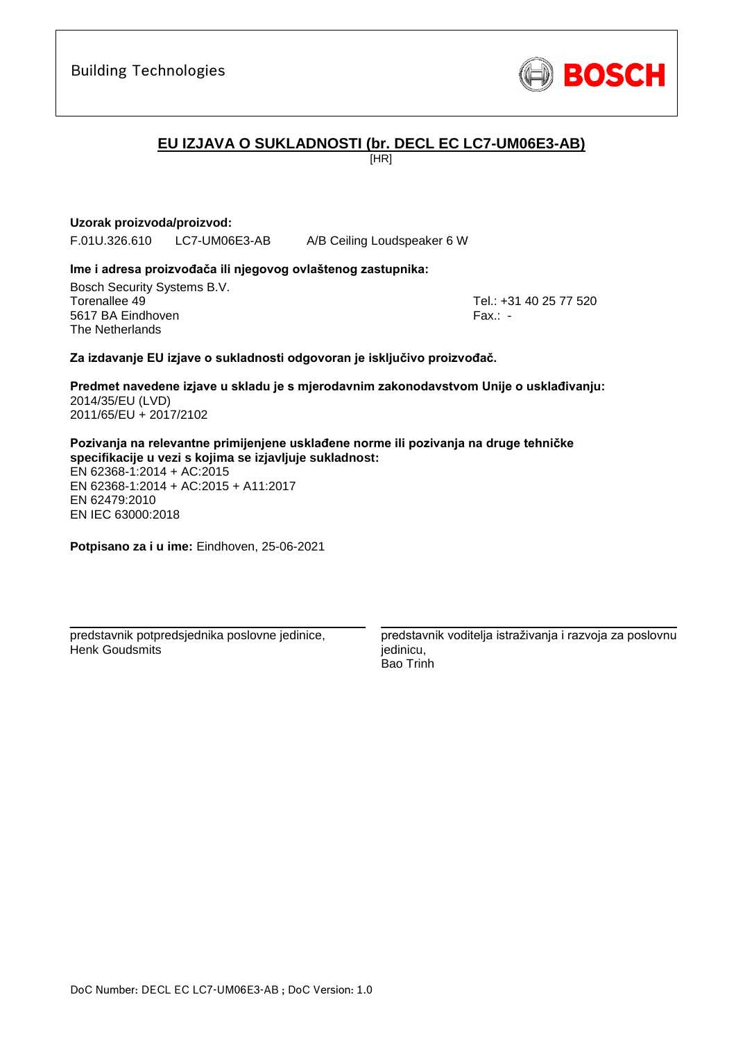Building Technologies

BOSCH

## EU IZJAVA O SUKLADNOSTI (br. DECL EC LC7-UM06E3-AB)

[HR]

**Uzorak proizvoda/proizvod:**

F.01U.326.610 LC7-UM06E3-AB A/B Ceiling Loudspeaker 6 W

**Ime i adresa proizvođača ili njegovog ovlaštenog zastupnika:**

Bosch Security Systems B.V.
Torenallee 49
5617 BA Eindhoven
The Netherlands

Tel.: +31 40 25 77 520
Fax.: -

**Za izdavanje EU izjave o sukladnosti odgovoran je isključivo proizvođač.**

**Predmet navedene izjave u skladu je s mjerodavnim zakonodavstvom Unije o usklađivanju:**
2014/35/EU (LVD)
2011/65/EU + 2017/2102

**Pozivanja na relevantne primijenjene usklađene norme ili pozivanja na druge tehničke specifikacije u vezi s kojima se izjavljuje sukladnost:**
EN 62368-1:2014 + AC:2015
EN 62368-1:2014 + AC:2015 + A11:2017
EN 62479:2010
EN IEC 63000:2018

**Potpisano za i u ime:** Eindhoven, 25-06-2021

predstavnik potpredsjednika poslovne jedinice,
Henk Goudsmits

predstavnik voditelja istraživanja i razvoja za poslovnu jedinicu,
Bao Trinh

DoC Number: DECL EC LC7-UM06E3-AB ; DoC Version: 1.0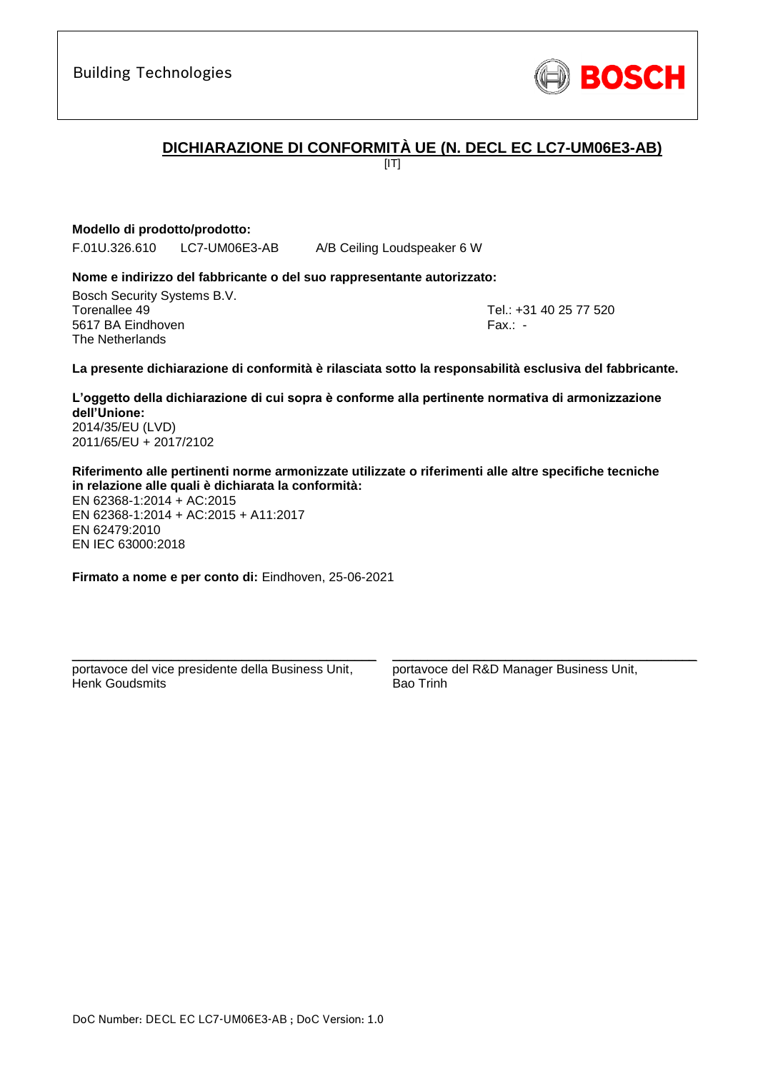Building Technologies

BOSCH

## DICHIARAZIONE DI CONFORMITÀ UE (N. DECL EC LC7-UM06E3-AB)

[IT]

**Modello di prodotto/prodotto:**

F.01U.326.610 LC7-UM06E3-AB A/B Ceiling Loudspeaker 6 W

**Nome e indirizzo del fabbricante o del suo rappresentante autorizzato:**

Bosch Security Systems B.V.
Torenallee 49
5617 BA Eindhoven
The Netherlands

Tel.: +31 40 25 77 520
Fax.: -

**La presente dichiarazione di conformità è rilasciata sotto la responsabilità esclusiva del fabbricante.**

**L'oggetto della dichiarazione di cui sopra è conforme alla pertinente normativa di armonizzazione dell'Unione:**
2014/35/EU (LVD)
2011/65/EU + 2017/2102

**Riferimento alle pertinenti norme armonizzate utilizzate o riferimenti alle altre specifiche tecniche in relazione alle quali è dichiarata la conformità:**
EN 62368-1:2014 + AC:2015
EN 62368-1:2014 + AC:2015 + A11:2017
EN 62479:2010
EN IEC 63000:2018

**Firmato a nome e per conto di:** Eindhoven, 25-06-2021

portavoce del vice presidente della Business Unit,
Henk Goudsmits

portavoce del R&D Manager Business Unit,
Bao Trinh

DoC Number: DECL EC LC7-UM06E3-AB ; DoC Version: 1.0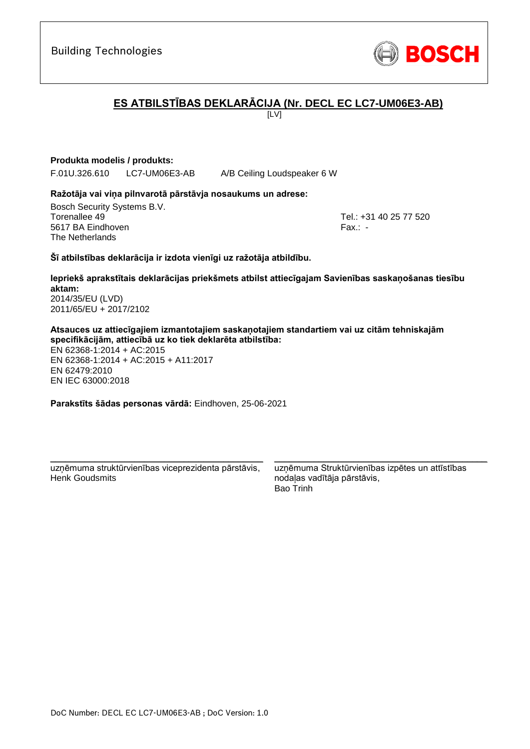Building Technologies

BOSCH

## ES ATBILSTĪBAS DEKLARĀCIJA (Nr. DECL EC LC7-UM06E3-AB)

[LV]

**Produkta modelis / produkts:**

F.01U.326.610 LC7-UM06E3-AB A/B Ceiling Loudspeaker 6 W

**Ražotāja vai viņa pilnvarotā pārstāvja nosaukums un adrese:**

Bosch Security Systems B.V.
Torenallee 49
5617 BA Eindhoven
The Netherlands

Tel.: +31 40 25 77 520
Fax.: -

**Šī atbilstības deklarācija ir izdota vienīgi uz ražotāja atbildību.**

**Iepriekš aprakstītais deklarācijas priekšmets atbilst attiecīgajam Savienības saskaņošanas tiesību aktam:**
2014/35/EU (LVD)
2011/65/EU + 2017/2102

**Atsauces uz attiecīgajiem izmantotajiem saskaņotajiem standartiem vai uz citām tehniskajām specifikācijām, attiecībā uz ko tiek deklarēta atbilstība:**
EN 62368-1:2014 + AC:2015
EN 62368-1:2014 + AC:2015 + A11:2017
EN 62479:2010
EN IEC 63000:2018

**Parakstīts šādas personas vārdā:** Eindhoven, 25-06-2021

uzņēmuma struktūrvienības viceprezidenta pārstāvis,
Henk Goudsmits

uzņēmuma Struktūrvienības izpētes un attīstības nodaļas vadītāja pārstāvis,
Bao Trinh

DoC Number: DECL EC LC7-UM06E3-AB ; DoC Version: 1.0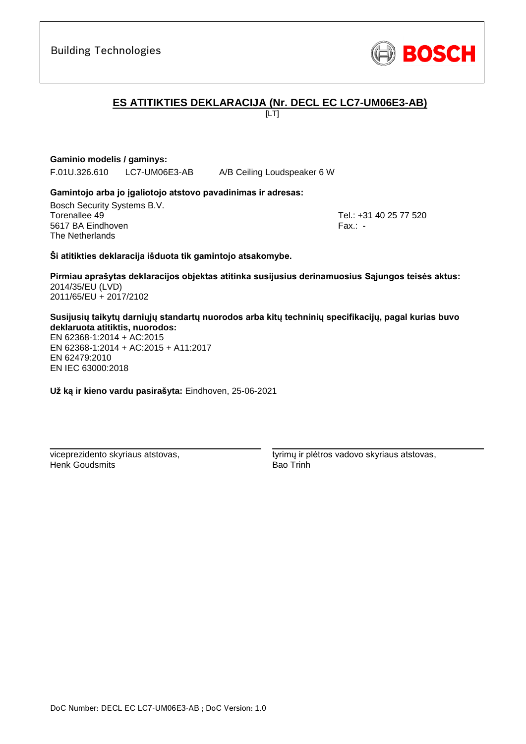Building Technologies

BOSCH

## ES ATITIKTIES DEKLARACIJA (Nr. DECL EC LC7-UM06E3-AB)

[LT]

**Gaminio modelis / gaminys:**

F.01U.326.610 LC7-UM06E3-AB A/B Ceiling Loudspeaker 6 W

**Gamintojo arba jo įgaliotojo atstovo pavadinimas ir adresas:**

Bosch Security Systems B.V.
Torenallee 49
5617 BA Eindhoven
The Netherlands

Tel.: +31 40 25 77 520
Fax.: -

**Ši atitikties deklaracija išduota tik gamintojo atsakomybe.**

**Pirmiau aprašytas deklaracijos objektas atitinka susijusius derinamuosius Sąjungos teisės aktus:**
2014/35/EU (LVD)
2011/65/EU + 2017/2102

**Susijusių taikytų darniųjų standartų nuorodos arba kitų techninių specifikacijų, pagal kurias buvo deklaruota atitiktis, nuorodos:**
EN 62368-1:2014 + AC:2015
EN 62368-1:2014 + AC:2015 + A11:2017
EN 62479:2010
EN IEC 63000:2018

**Už ką ir kieno vardu pasirašyta:** Eindhoven, 25-06-2021

viceprezidento skyriaus atstovas,
Henk Goudsmits

tyrimų ir plėtros vadovo skyriaus atstovas,
Bao Trinh

DoC Number: DECL EC LC7-UM06E3-AB ; DoC Version: 1.0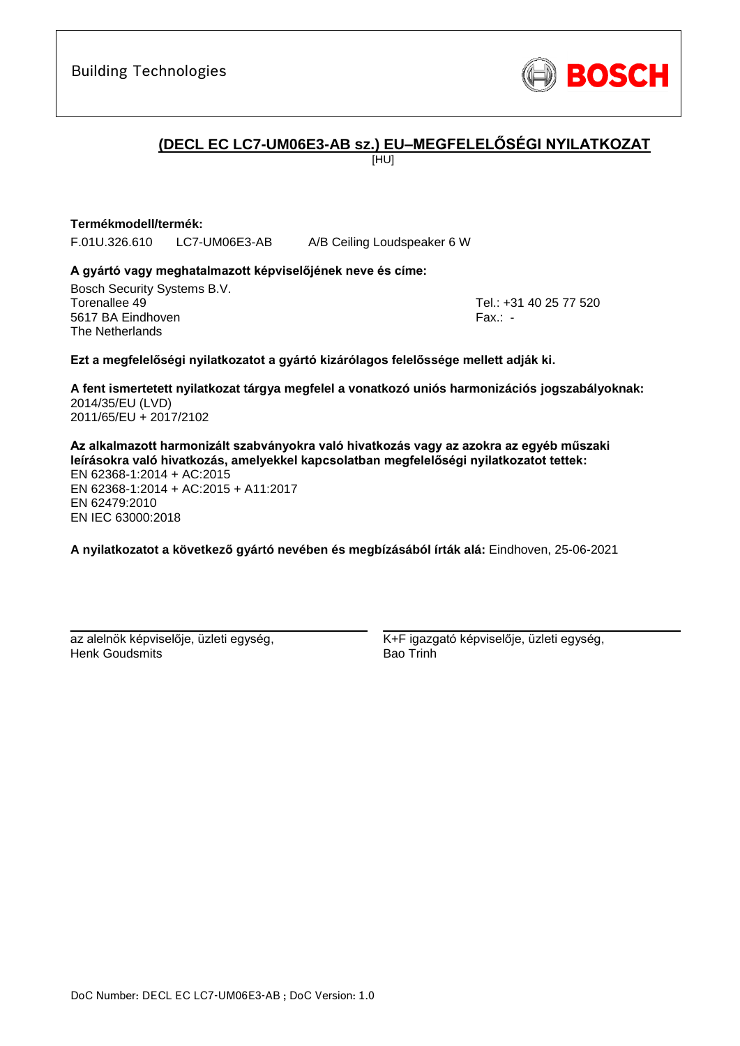Building Technologies

BOSCH

## (DECL EC LC7-UM06E3-AB sz.) EU–MEGFELELŐSÉGI NYILATKOZAT

[HU]

**Termékmodell/termék:**

F.01U.326.610 LC7-UM06E3-AB A/B Ceiling Loudspeaker 6 W

**A gyártó vagy meghatalmazott képviselőjének neve és címe:**

Bosch Security Systems B.V.
Torenallee 49
5617 BA Eindhoven
The Netherlands

Tel.: +31 40 25 77 520
Fax.: -

**Ezt a megfelelőségi nyilatkozatot a gyártó kizárólagos felelőssége mellett adják ki.**

**A fent ismertetett nyilatkozat tárgya megfelel a vonatkozó uniós harmonizációs jogszabályoknak:**
2014/35/EU (LVD)
2011/65/EU + 2017/2102

**Az alkalmazott harmonizált szabványokra való hivatkozás vagy az azokra az egyéb műszaki leírásokra való hivatkozás, amelyekkel kapcsolatban megfelelőségi nyilatkozatot tettek:**
EN 62368-1:2014 + AC:2015
EN 62368-1:2014 + AC:2015 + A11:2017
EN 62479:2010
EN IEC 63000:2018

**A nyilatkozatot a következő gyártó nevében és megbízásából írták alá:** Eindhoven, 25-06-2021

az alelnök képviselője, üzleti egység,
Henk Goudsmits

K+F igazgató képviselője, üzleti egység,
Bao Trinh

DoC Number: DECL EC LC7-UM06E3-AB ; DoC Version: 1.0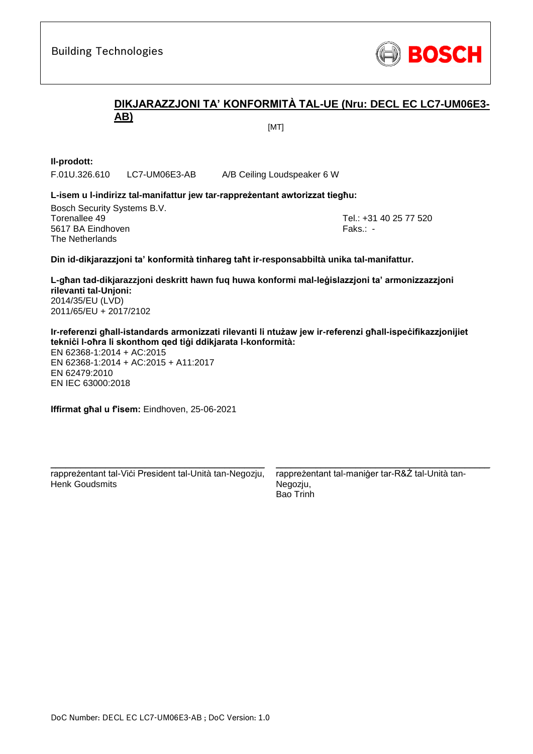Building Technologies

BOSCH

## DIKJARAZZJONI TA' KONFORMITÀ TAL-UE (Nru: DECL EC LC7-UM06E3-AB)

[MT]

**Il-prodott:**

F.01U.326.610 LC7-UM06E3-AB A/B Ceiling Loudspeaker 6 W

**L-isem u l-indirizz tal-manifattur jew tar-rappreżentant awtorizzat tiegħu:**

Bosch Security Systems B.V.
Torenallee 49
5617 BA Eindhoven
The Netherlands

Tel.: +31 40 25 77 520
Faks.: -

**Din id-dikjarazzjoni ta' konformità tinħareg taħt ir-responsabbiltà unika tal-manifattur.**

**L-għan tad-dikjarazzjoni deskritt hawn fuq huwa konformi mal-leġislazzjoni ta' armonizzazzjoni rilevanti tal-Unjoni:**
2014/35/EU (LVD)
2011/65/EU + 2017/2102

**Ir-referenzi għall-istandards armonizzati rilevanti li ntużaw jew ir-referenzi għall-ispeċifikazzjonijiet tekniċi l-oħra li skonthom qed tiġi ddikjarata l-konformità:**
EN 62368-1:2014 + AC:2015
EN 62368-1:2014 + AC:2015 + A11:2017
EN 62479:2010
EN IEC 63000:2018

**Iffirmat għal u f'isem:** Eindhoven, 25-06-2021

rappreżentant tal-Viċi President tal-Unità tan-Negozju,
Henk Goudsmits

rappreżentant tal-maniġer tar-R&Ż tal-Unità tan-Negozju,
Bao Trinh

DoC Number: DECL EC LC7-UM06E3-AB ; DoC Version: 1.0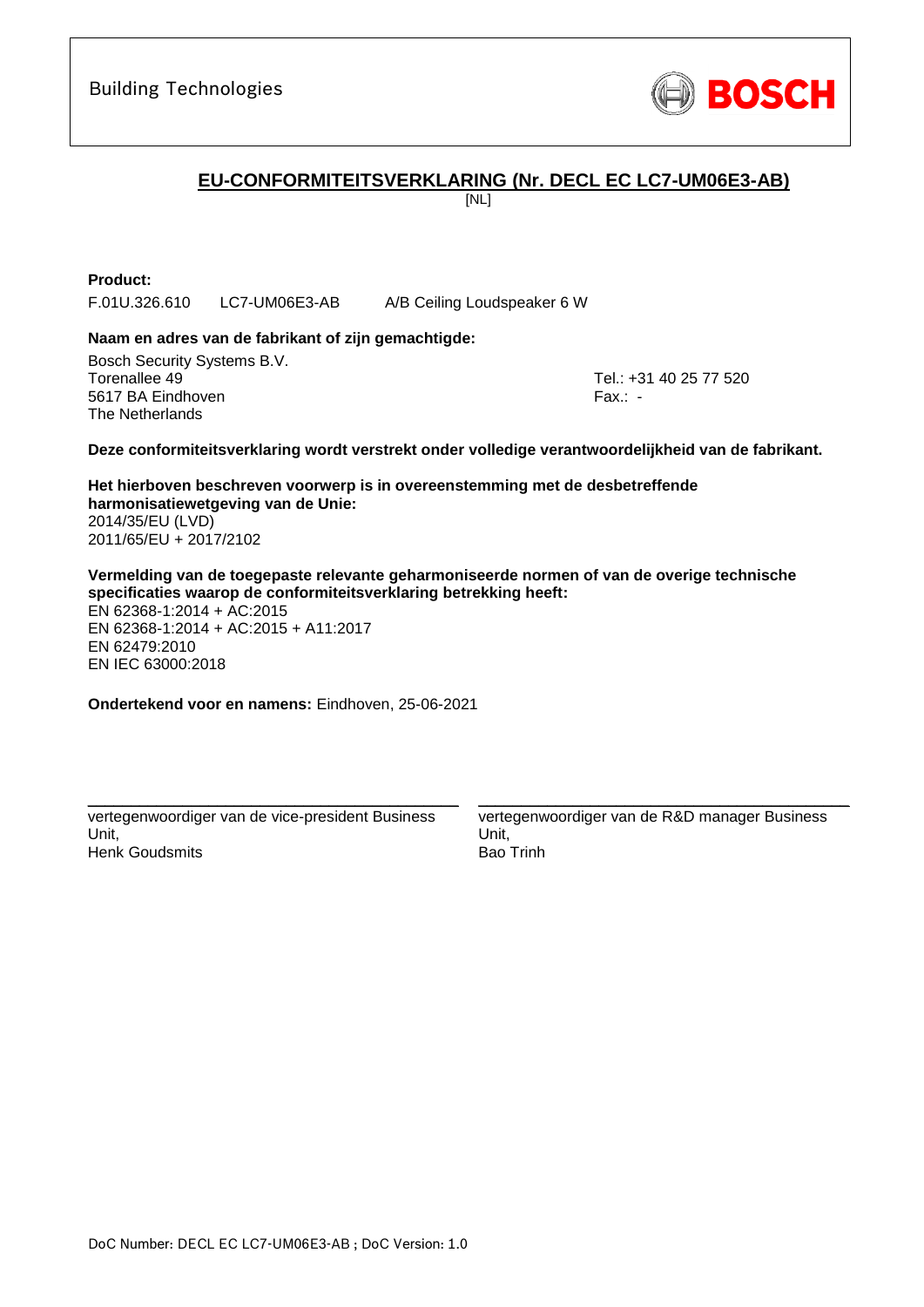Building Technologies

BOSCH

## EU-CONFORMITEITSVERKLARING (Nr. DECL EC LC7-UM06E3-AB)

[NL]

**Product:**

F.01U.326.610 LC7-UM06E3-AB A/B Ceiling Loudspeaker 6 W

**Naam en adres van de fabrikant of zijn gemachtigde:**

Bosch Security Systems B.V.
Torenallee 49
5617 BA Eindhoven
The Netherlands

Tel.: +31 40 25 77 520
Fax.: -

**Deze conformiteitsverklaring wordt verstrekt onder volledige verantwoordelijkheid van de fabrikant.**

**Het hierboven beschreven voorwerp is in overeenstemming met de desbetreffende harmonisatiewetgeving van de Unie:**
2014/35/EU (LVD)
2011/65/EU + 2017/2102

**Vermelding van de toegepaste relevante geharmoniseerde normen of van de overige technische specificaties waarop de conformiteitsverklaring betrekking heeft:**
EN 62368-1:2014 + AC:2015
EN 62368-1:2014 + AC:2015 + A11:2017
EN 62479:2010
EN IEC 63000:2018

**Ondertekend voor en namens:** Eindhoven, 25-06-2021

vertegenwoordiger van de vice-president Business Unit,
Henk Goudsmits

vertegenwoordiger van de R&D manager Business Unit,
Bao Trinh

DoC Number: DECL EC LC7-UM06E3-AB ; DoC Version: 1.0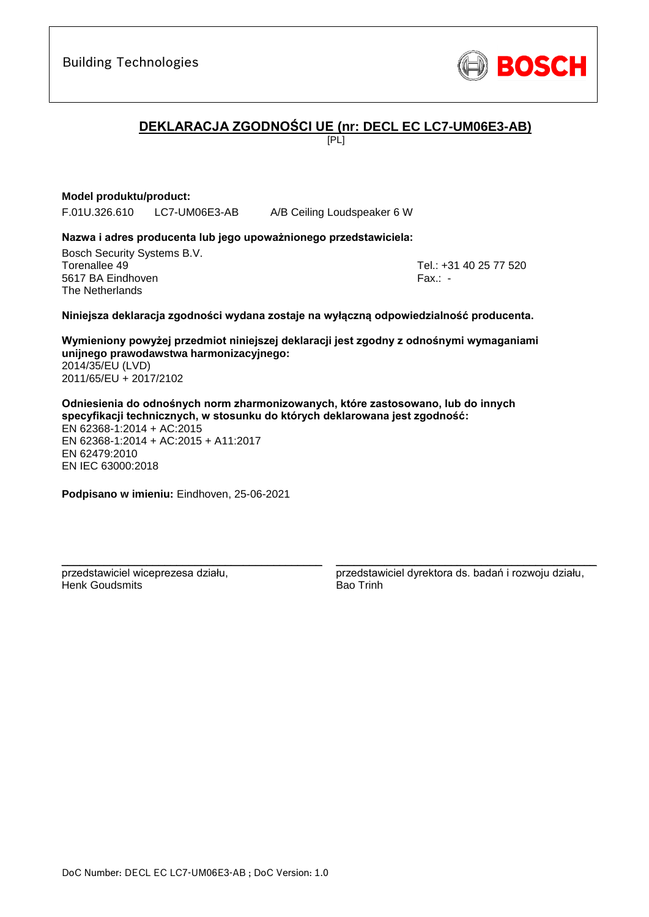Building Technologies

BOSCH

## DEKLARACJA ZGODNOŚCI UE (nr: DECL EC LC7-UM06E3-AB)

[PL]

**Model produktu/product:**

F.01U.326.610 LC7-UM06E3-AB A/B Ceiling Loudspeaker 6 W

**Nazwa i adres producenta lub jego upoważnionego przedstawiciela:**

Bosch Security Systems B.V.
Torenallee 49
5617 BA Eindhoven
The Netherlands

Tel.: +31 40 25 77 520
Fax.: -

**Niniejsza deklaracja zgodności wydana zostaje na wyłączną odpowiedzialność producenta.**

**Wymieniony powyżej przedmiot niniejszej deklaracji jest zgodny z odnośnymi wymaganiami unijnego prawodawstwa harmonizacyjnego:**
2014/35/EU (LVD)
2011/65/EU + 2017/2102

**Odniesienia do odnośnych norm zharmonizowanych, które zastosowano, lub do innych specyfikacji technicznych, w stosunku do których deklarowana jest zgodność:**
EN 62368-1:2014 + AC:2015
EN 62368-1:2014 + AC:2015 + A11:2017
EN 62479:2010
EN IEC 63000:2018

**Podpisano w imieniu:** Eindhoven, 25-06-2021

przedstawiciel wiceprezesa działu,
Henk Goudsmits

przedstawiciel dyrektora ds. badań i rozwoju działu,
Bao Trinh

DoC Number: DECL EC LC7-UM06E3-AB ; DoC Version: 1.0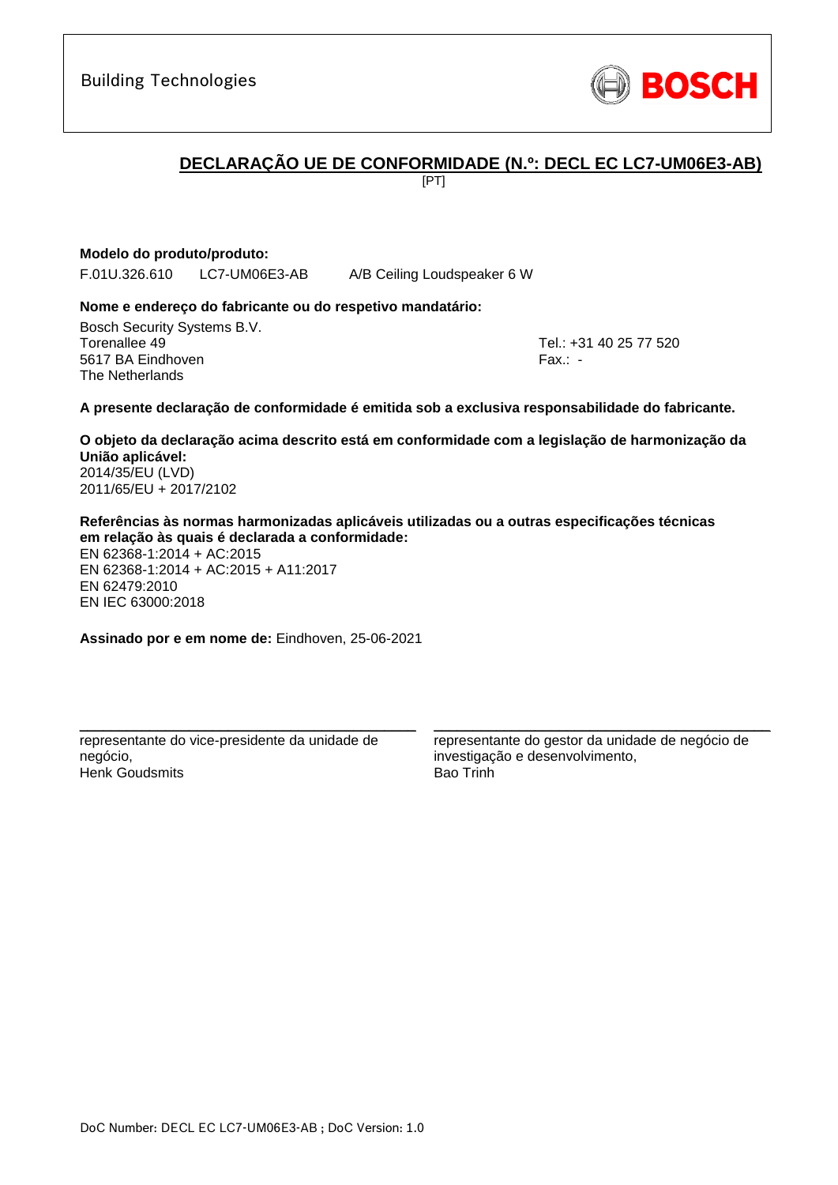Building Technologies

BOSCH

## DECLARAÇÃO UE DE CONFORMIDADE (N.º: DECL EC LC7-UM06E3-AB)

[PT]

**Modelo do produto/produto:**

F.01U.326.610 LC7-UM06E3-AB A/B Ceiling Loudspeaker 6 W

**Nome e endereço do fabricante ou do respetivo mandatário:**

Bosch Security Systems B.V.
Torenallee 49
5617 BA Eindhoven
The Netherlands

Tel.: +31 40 25 77 520
Fax.: -

**A presente declaração de conformidade é emitida sob a exclusiva responsabilidade do fabricante.**

**O objeto da declaração acima descrito está em conformidade com a legislação de harmonização da União aplicável:**
2014/35/EU (LVD)
2011/65/EU + 2017/2102

**Referências às normas harmonizadas aplicáveis utilizadas ou a outras especificações técnicas em relação às quais é declarada a conformidade:**
EN 62368-1:2014 + AC:2015
EN 62368-1:2014 + AC:2015 + A11:2017
EN 62479:2010
EN IEC 63000:2018

**Assinado por e em nome de:** Eindhoven, 25-06-2021

representante do vice-presidente da unidade de negócio,
Henk Goudsmits

representante do gestor da unidade de negócio de investigação e desenvolvimento,
Bao Trinh

DoC Number: DECL EC LC7-UM06E3-AB ; DoC Version: 1.0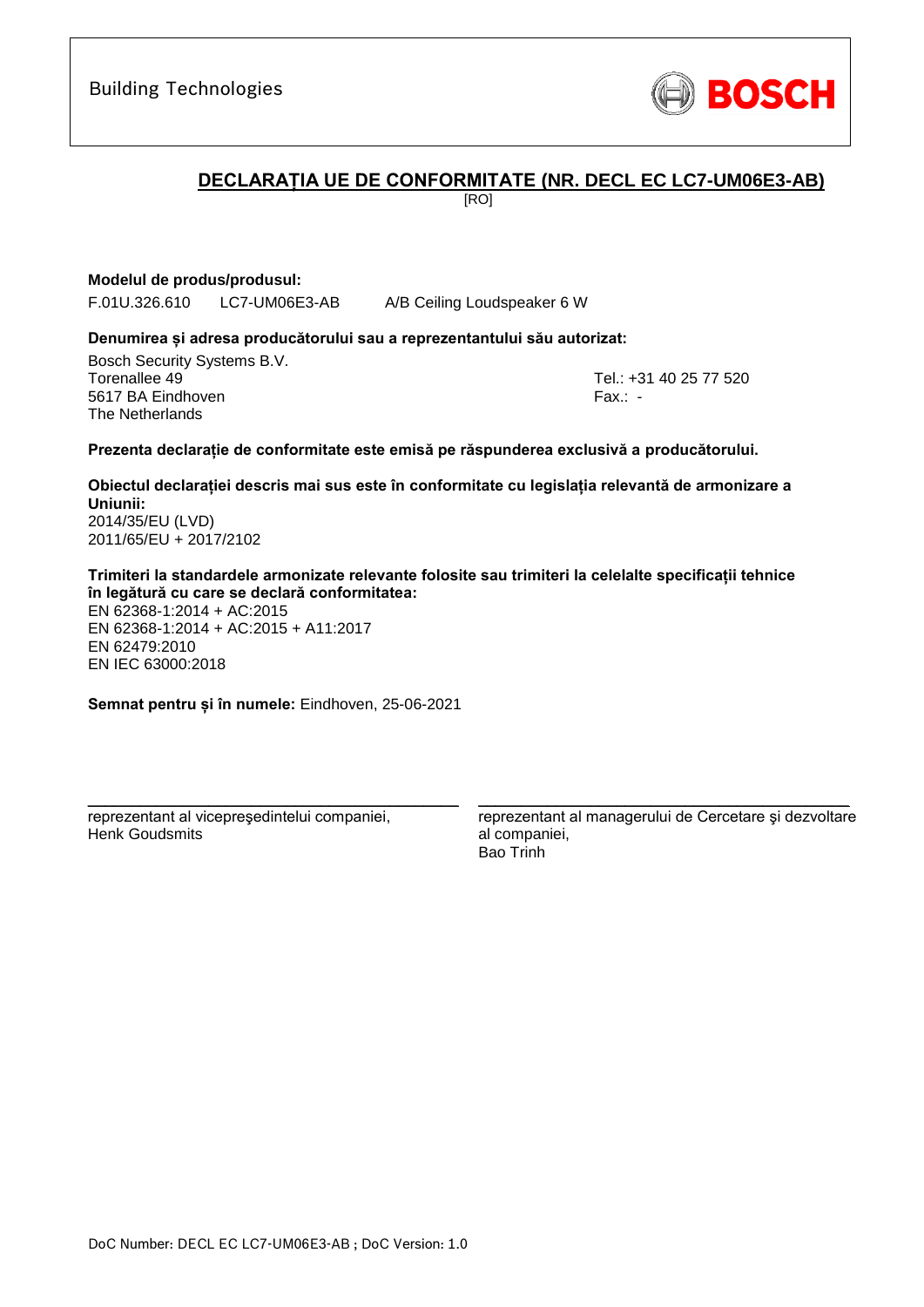Building Technologies

BOSCH

## DECLARAȚIA UE DE CONFORMITATE (NR. DECL EC LC7-UM06E3-AB)

[RO]

**Modelul de produs/produsul:**

F.01U.326.610 LC7-UM06E3-AB A/B Ceiling Loudspeaker 6 W

**Denumirea și adresa producătorului sau a reprezentantului său autorizat:**

Bosch Security Systems B.V.
Torenallee 49
5617 BA Eindhoven
The Netherlands

Tel.: +31 40 25 77 520
Fax.: -

**Prezenta declarație de conformitate este emisă pe răspunderea exclusivă a producătorului.**

**Obiectul declarației descris mai sus este în conformitate cu legislația relevantă de armonizare a Uniunii:**

2014/35/EU (LVD)
2011/65/EU + 2017/2102

**Trimiteri la standardele armonizate relevante folosite sau trimiteri la celelalte specificații tehnice în legătură cu care se declară conformitatea:**

EN 62368-1:2014 + AC:2015
EN 62368-1:2014 + AC:2015 + A11:2017
EN 62479:2010
EN IEC 63000:2018

**Semnat pentru și în numele:** Eindhoven, 25-06-2021

reprezentant al vicepreşedintelui companiei,
Henk Goudsmits

reprezentant al managerului de Cercetare şi dezvoltare al companiei,
Bao Trinh

DoC Number: DECL EC LC7-UM06E3-AB ; DoC Version: 1.0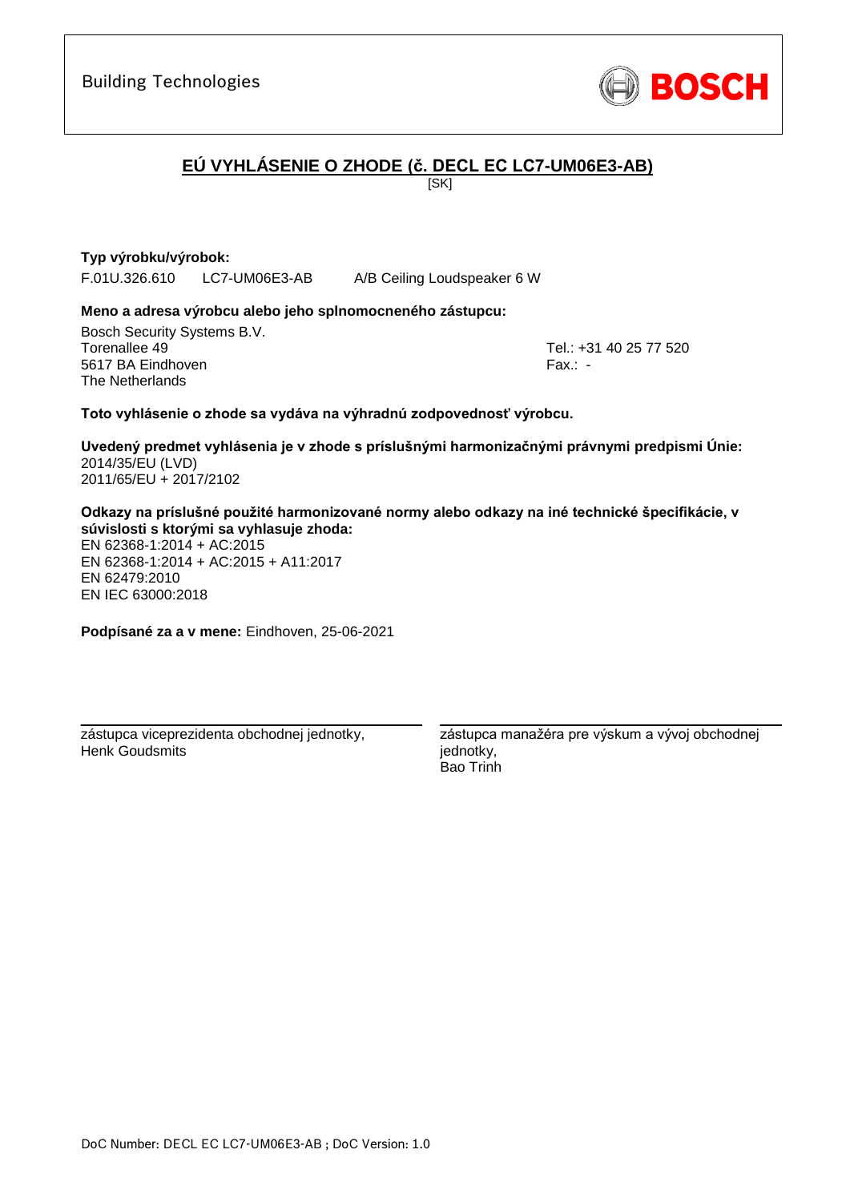Building Technologies

BOSCH

# EÚ VYHLÁSENIE O ZHODE (č. DECL EC LC7-UM06E3-AB)

[SK]

**Typ výrobku/výrobok:**

F.01U.326.610 LC7-UM06E3-AB A/B Ceiling Loudspeaker 6 W

**Meno a adresa výrobcu alebo jeho splnomocneného zástupcu:**

Bosch Security Systems B.V.
Torenallee 49
5617 BA Eindhoven
The Netherlands

Tel.: +31 40 25 77 520
Fax.: -

**Toto vyhlásenie o zhode sa vydáva na výhradnú zodpovednosť výrobcu.**

**Uvedený predmet vyhlásenia je v zhode s príslušnými harmonizačnými právnymi predpismi Únie:**
2014/35/EU (LVD)
2011/65/EU + 2017/2102

**Odkazy na príslušné použité harmonizované normy alebo odkazy na iné technické špecifikácie, v súvislosti s ktorými sa vyhlasuje zhoda:**
EN 62368-1:2014 + AC:2015
EN 62368-1:2014 + AC:2015 + A11:2017
EN 62479:2010
EN IEC 63000:2018

**Podpísané za a v mene:** Eindhoven, 25-06-2021

zástupca viceprezidenta obchodnej jednotky,
Henk Goudsmits

zástupca manažéra pre výskum a vývoj obchodnej jednotky,
Bao Trinh

DoC Number: DECL EC LC7-UM06E3-AB ; DoC Version: 1.0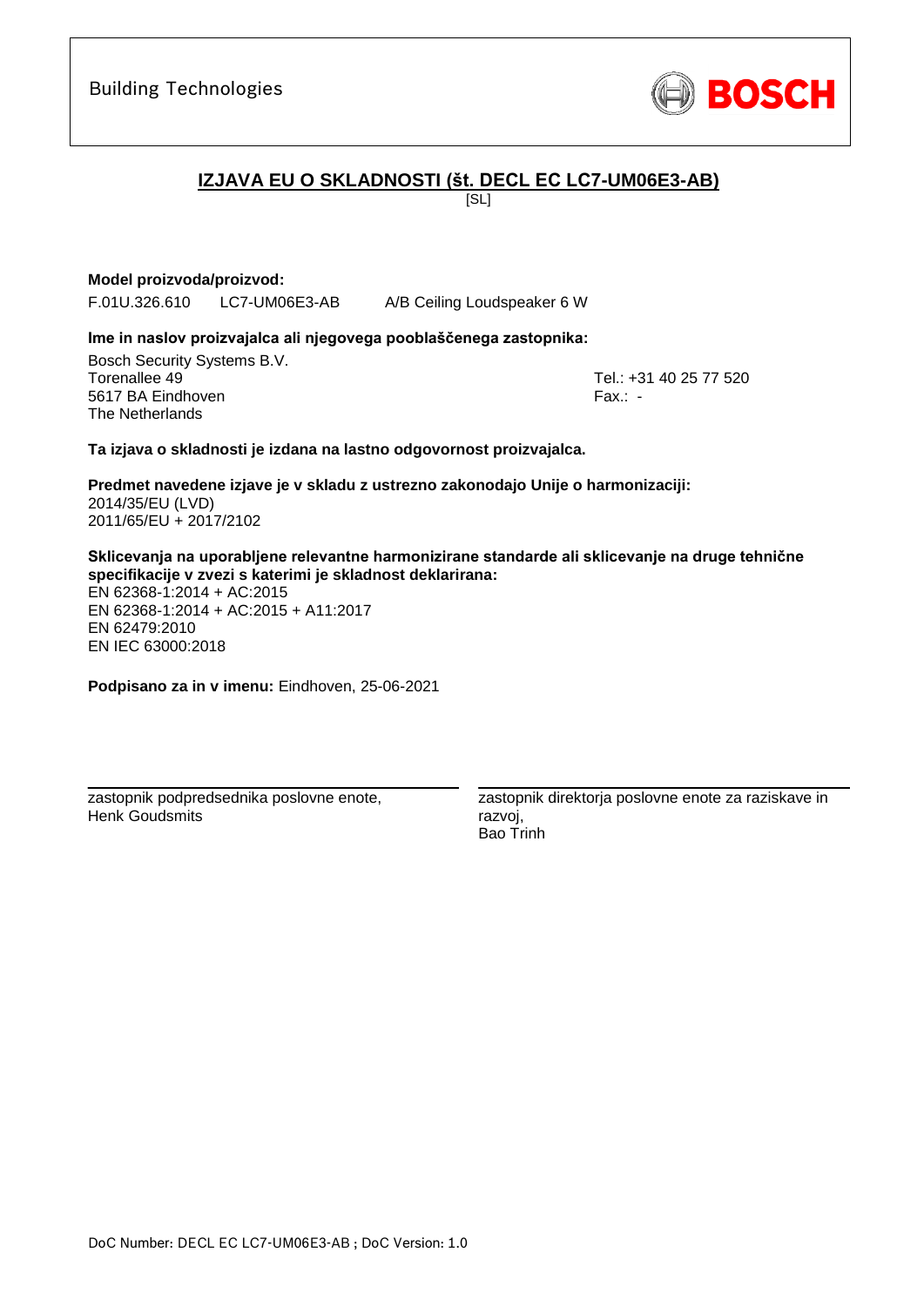Building Technologies

BOSCH

## IZJAVA EU O SKLADNOSTI (št. DECL EC LC7-UM06E3-AB)

[SL]

**Model proizvoda/proizvod:**

F.01U.326.610 LC7-UM06E3-AB A/B Ceiling Loudspeaker 6 W

**Ime in naslov proizvajalca ali njegovega pooblaščenega zastopnika:**

Bosch Security Systems B.V.
Torenallee 49
5617 BA Eindhoven
The Netherlands

Tel.: +31 40 25 77 520
Fax.: -

**Ta izjava o skladnosti je izdana na lastno odgovornost proizvajalca.**

**Predmet navedene izjave je v skladu z ustrezno zakonodajo Unije o harmonizaciji:**
2014/35/EU (LVD)
2011/65/EU + 2017/2102

**Sklicevanja na uporabljene relevantne harmonizirane standarde ali sklicevanje na druge tehnične specifikacije v zvezi s katerimi je skladnost deklarirana:**
EN 62368-1:2014 + AC:2015
EN 62368-1:2014 + AC:2015 + A11:2017
EN 62479:2010
EN IEC 63000:2018

**Podpisano za in v imenu:** Eindhoven, 25-06-2021

zastopnik podpredsednika poslovne enote,
Henk Goudsmits

zastopnik direktorja poslovne enote za raziskave in razvoj,
Bao Trinh

DoC Number: DECL EC LC7-UM06E3-AB ; DoC Version: 1.0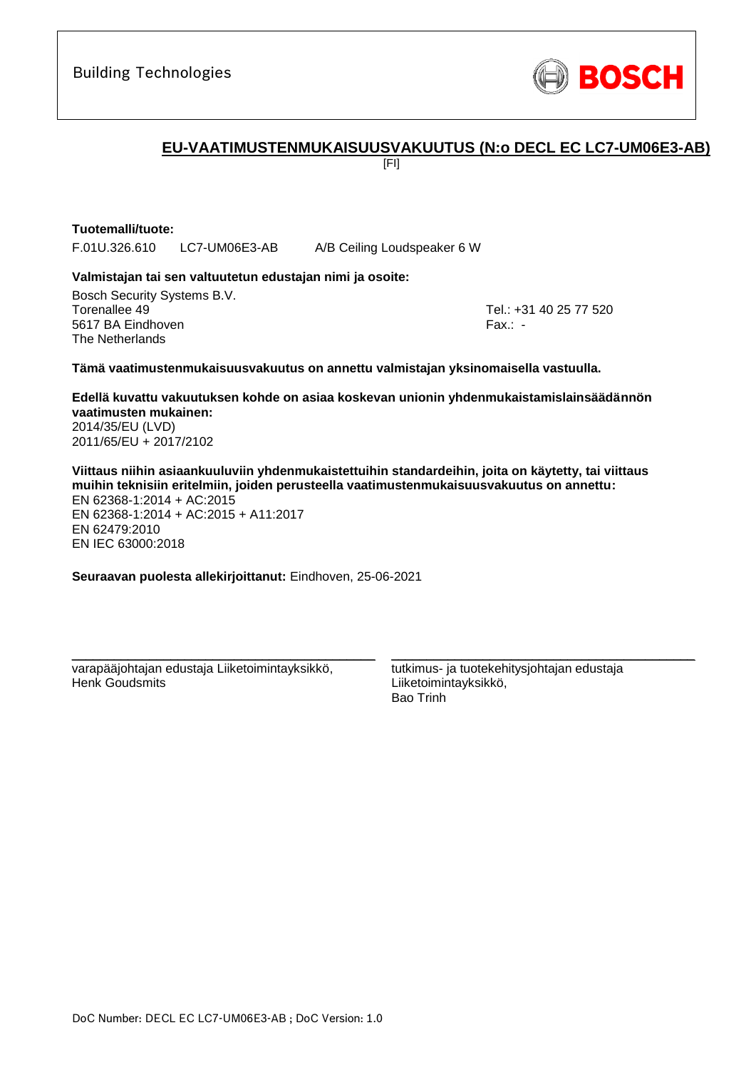Building Technologies

BOSCH

## EU-VAATIMUSTENMUKAISUUSVAKUUTUS (N:o DECL EC LC7-UM06E3-AB)

[FI]

**Tuotemalli/tuote:**

F.01U.326.610 LC7-UM06E3-AB A/B Ceiling Loudspeaker 6 W

**Valmistajan tai sen valtuutetun edustajan nimi ja osoite:**

Bosch Security Systems B.V.
Torenallee 49
5617 BA Eindhoven
The Netherlands

Tel.: +31 40 25 77 520
Fax.: -

**Tämä vaatimustenmukaisuusvakuutus on annettu valmistajan yksinomaisella vastuulla.**

**Edellä kuvattu vakuutuksen kohde on asiaa koskevan unionin yhdenmukaistamislainsäädännön vaatimusten mukainen:**
2014/35/EU (LVD)
2011/65/EU + 2017/2102

**Viittaus niihin asiaankuuluviin yhdenmukaistettuihin standardeihin, joita on käytetty, tai viittaus muihin teknisiin eritelmiin, joiden perusteella vaatimustenmukaisuusvakuutus on annettu:**
EN 62368-1:2014 + AC:2015
EN 62368-1:2014 + AC:2015 + A11:2017
EN 62479:2010
EN IEC 63000:2018

**Seuraavan puolesta allekirjoittanut:** Eindhoven, 25-06-2021

varapääjohtajan edustaja Liiketoimintayksikkö,
Henk Goudsmits

tutkimus- ja tuotekehitysjohtajan edustaja
Liiketoimintayksikkö,
Bao Trinh

DoC Number: DECL EC LC7-UM06E3-AB ; DoC Version: 1.0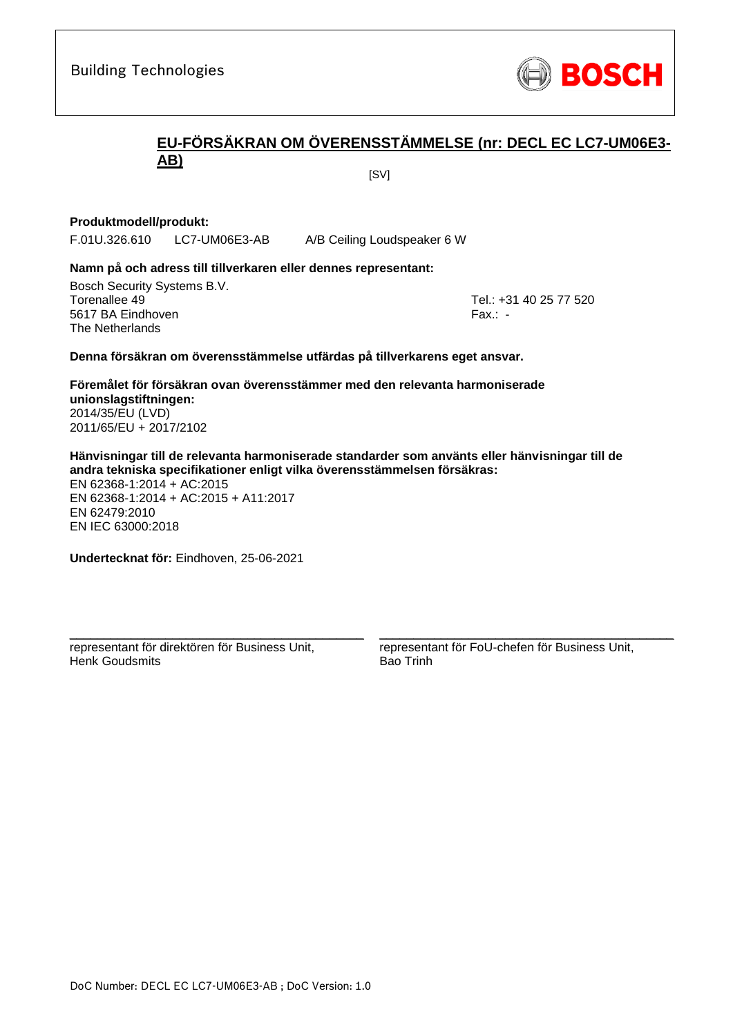Building Technologies

BOSCH

## EU-FÖRSÄKRAN OM ÖVERENSSTÄMMELSE (nr: DECL EC LC7-UM06E3-AB)

[SV]

**Produktmodell/produkt:**

F.01U.326.610 LC7-UM06E3-AB A/B Ceiling Loudspeaker 6 W

**Namn på och adress till tillverkaren eller dennes representant:**

Bosch Security Systems B.V.
Torenallee 49
5617 BA Eindhoven
The Netherlands

Tel.: +31 40 25 77 520
Fax.: -

**Denna försäkran om överensstämmelse utfärdas på tillverkarens eget ansvar.**

**Föremålet för försäkran ovan överensstämmer med den relevanta harmoniserade unionslagstiftningen:**
2014/35/EU (LVD)
2011/65/EU + 2017/2102

**Hänvisningar till de relevanta harmoniserade standarder som använts eller hänvisningar till de andra tekniska specifikationer enligt vilka överensstämmelsen försäkras:**
EN 62368-1:2014 + AC:2015
EN 62368-1:2014 + AC:2015 + A11:2017
EN 62479:2010
EN IEC 63000:2018

**Undertecknat för:** Eindhoven, 25-06-2021

representant för direktören för Business Unit,
Henk Goudsmits

representant för FoU-chefen för Business Unit,
Bao Trinh

DoC Number: DECL EC LC7-UM06E3-AB ; DoC Version: 1.0